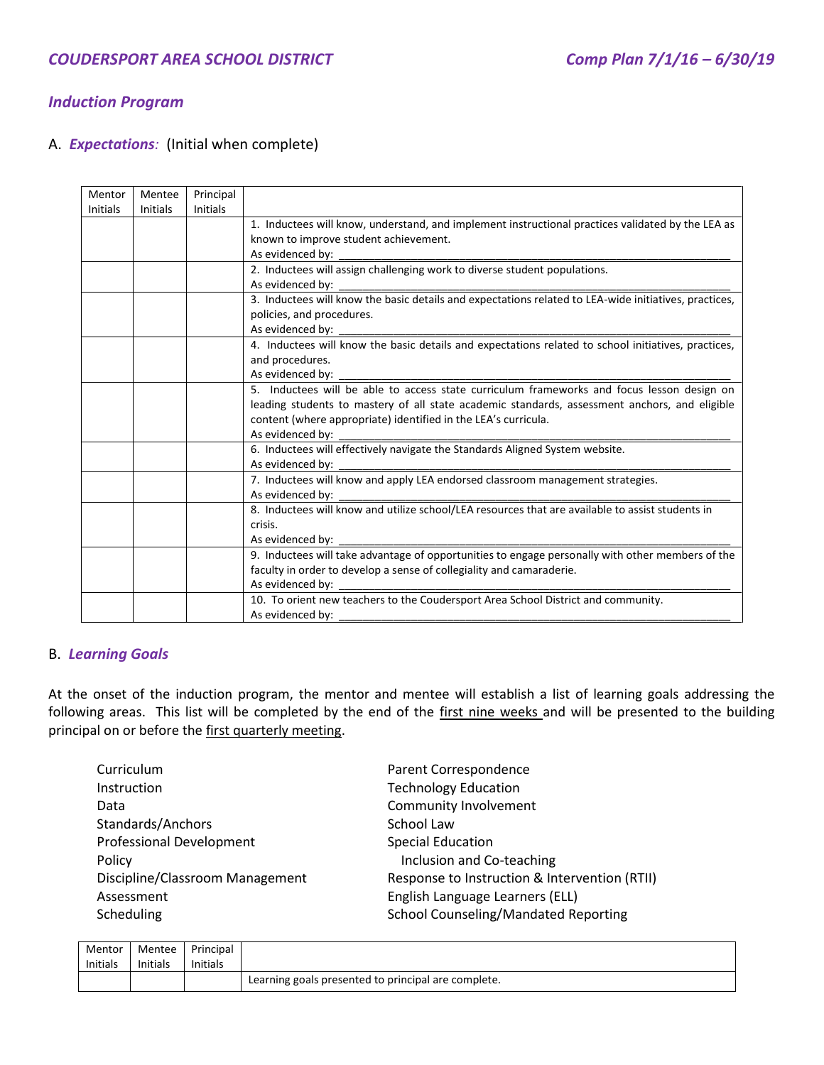COUDERSPORT AREA SCHOOL DISTRICT Comp Plan 7/1/16 – 6/30/19

## Induction Program

A. ***Expectations**:* (Initial when complete)

| Mentor Initials | Mentee Initials | Principal Initials | |
|---|---|---|---|
| | | | 1. Inductees will know, understand, and implement instructional practices validated by the LEA as known to improve student achievement.<br>As evidenced by: ______________________________ |
| | | | 2. Inductees will assign challenging work to diverse student populations.<br>As evidenced by: ______________________________ |
| | | | 3. Inductees will know the basic details and expectations related to LEA-wide initiatives, practices, policies, and procedures.<br>As evidenced by: ______________________________ |
| | | | 4. Inductees will know the basic details and expectations related to school initiatives, practices, and procedures.<br>As evidenced by: ______________________________ |
| | | | 5. Inductees will be able to access state curriculum frameworks and focus lesson design on leading students to mastery of all state academic standards, assessment anchors, and eligible content (where appropriate) identified in the LEA's curricula.<br>As evidenced by: ______________________________ |
| | | | 6. Inductees will effectively navigate the Standards Aligned System website.<br>As evidenced by: ______________________________ |
| | | | 7. Inductees will know and apply LEA endorsed classroom management strategies.<br>As evidenced by: ______________________________ |
| | | | 8. Inductees will know and utilize school/LEA resources that are available to assist students in crisis.<br>As evidenced by: ______________________________ |
| | | | 9. Inductees will take advantage of opportunities to engage personally with other members of the faculty in order to develop a sense of collegiality and camaraderie.<br>As evidenced by: ______________________________ |
| | | | 10. To orient new teachers to the Coudersport Area School District and community.<br>As evidenced by: ______________________________ |

B. ***Learning Goals***

At the onset of the induction program, the mentor and mentee will establish a list of learning goals addressing the following areas. This list will be completed by the end of the first nine weeks and will be presented to the building principal on or before the first quarterly meeting.

- Curriculum
- Instruction
- Data
- Standards/Anchors
- Professional Development
- Policy
- Discipline/Classroom Management
- Assessment
- Scheduling
- Parent Correspondence
- Technology Education
- Community Involvement
- School Law
- Special Education
  - Inclusion and Co-teaching
- Response to Instruction & Intervention (RTII)
- English Language Learners (ELL)
- School Counseling/Mandated Reporting

| Mentor Initials | Mentee Initials | Principal Initials | |
|---|---|---|---|
| | | | Learning goals presented to principal are complete. |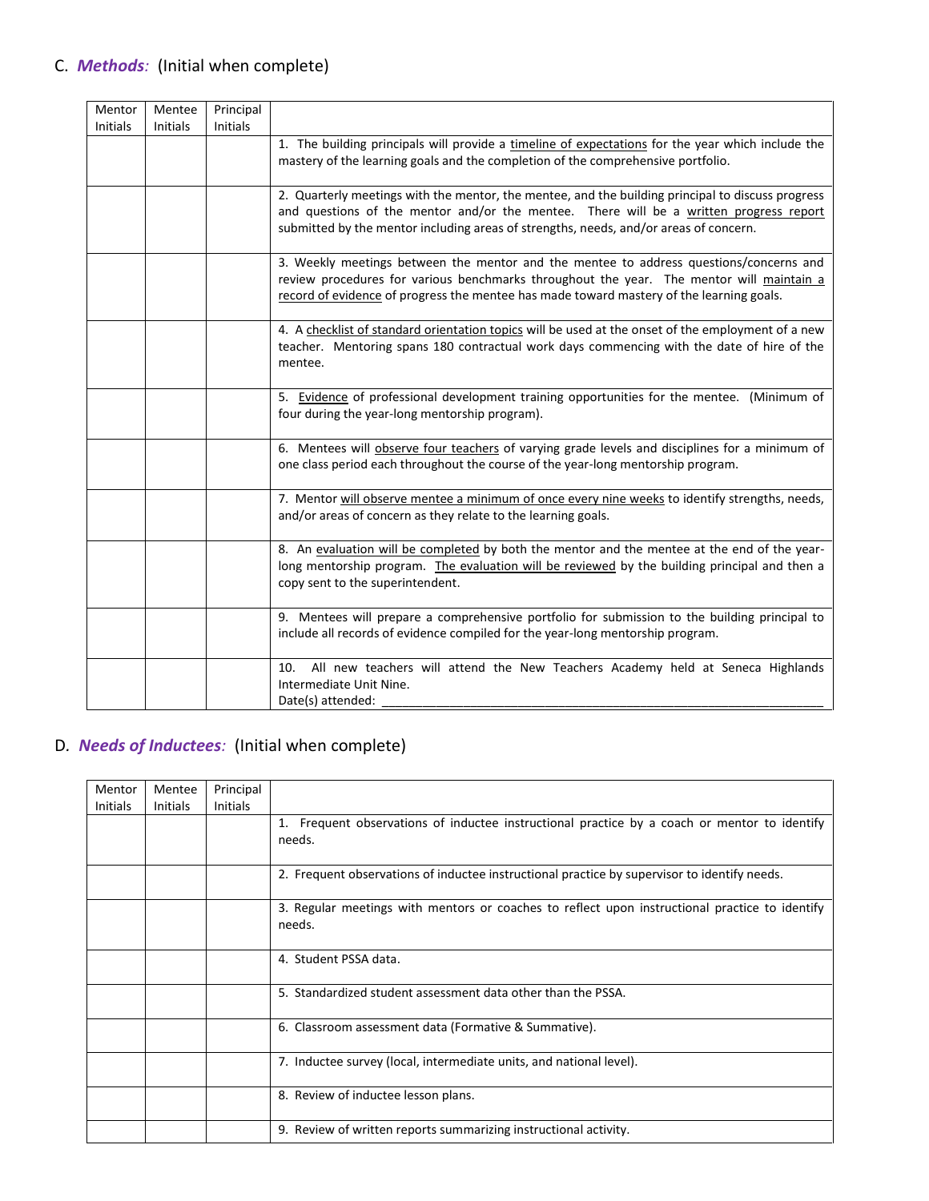## C. *Methods:* (Initial when complete)

| Mentor Initials | Mentee Initials | Principal Initials | |
|---|---|---|---|
| | | | 1. The building principals will provide a <u>timeline of expectations</u> for the year which include the mastery of the learning goals and the completion of the comprehensive portfolio. |
| | | | 2. Quarterly meetings with the mentor, the mentee, and the building principal to discuss progress and questions of the mentor and/or the mentee. There will be a <u>written progress report</u> submitted by the mentor including areas of strengths, needs, and/or areas of concern. |
| | | | 3. Weekly meetings between the mentor and the mentee to address questions/concerns and review procedures for various benchmarks throughout the year. The mentor will <u>maintain a record of evidence</u> of progress the mentee has made toward mastery of the learning goals. |
| | | | 4. A <u>checklist of standard orientation topics</u> will be used at the onset of the employment of a new teacher. Mentoring spans 180 contractual work days commencing with the date of hire of the mentee. |
| | | | 5. <u>Evidence</u> of professional development training opportunities for the mentee. (Minimum of four during the year-long mentorship program). |
| | | | 6. Mentees will <u>observe four teachers</u> of varying grade levels and disciplines for a minimum of one class period each throughout the course of the year-long mentorship program. |
| | | | 7. Mentor <u>will observe mentee a minimum of once every nine weeks</u> to identify strengths, needs, and/or areas of concern as they relate to the learning goals. |
| | | | 8. An <u>evaluation will be completed</u> by both the mentor and the mentee at the end of the year-long mentorship program. <u>The evaluation will be reviewed</u> by the building principal and then a copy sent to the superintendent. |
| | | | 9. Mentees will prepare a comprehensive portfolio for submission to the building principal to include all records of evidence compiled for the year-long mentorship program. |
| | | | 10. All new teachers will attend the New Teachers Academy held at Seneca Highlands Intermediate Unit Nine. Date(s) attended: ____________________ |

## D. *Needs of Inductees:* (Initial when complete)

| Mentor Initials | Mentee Initials | Principal Initials | |
|---|---|---|---|
| | | | 1. Frequent observations of inductee instructional practice by a coach or mentor to identify needs. |
| | | | 2. Frequent observations of inductee instructional practice by supervisor to identify needs. |
| | | | 3. Regular meetings with mentors or coaches to reflect upon instructional practice to identify needs. |
| | | | 4. Student PSSA data. |
| | | | 5. Standardized student assessment data other than the PSSA. |
| | | | 6. Classroom assessment data (Formative & Summative). |
| | | | 7. Inductee survey (local, intermediate units, and national level). |
| | | | 8. Review of inductee lesson plans. |
| | | | 9. Review of written reports summarizing instructional activity. |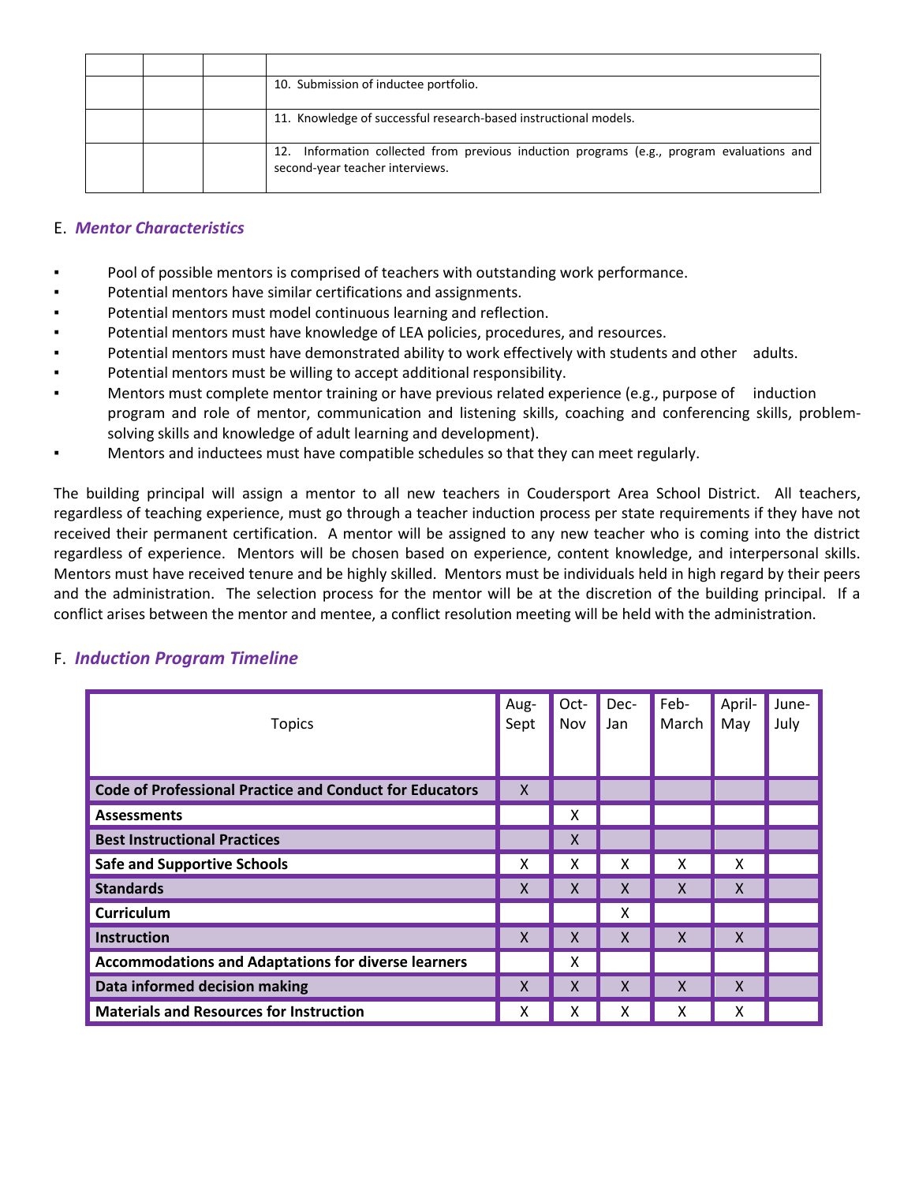| | | | |
|---|---|---|---|
| | | | 10. Submission of inductee portfolio. |
| | | | 11. Knowledge of successful research-based instructional models. |
| | | | 12. Information collected from previous induction programs (e.g., program evaluations and second-year teacher interviews. |

## E. ***Mentor Characteristics***

- Pool of possible mentors is comprised of teachers with outstanding work performance.
- Potential mentors have similar certifications and assignments.
- Potential mentors must model continuous learning and reflection.
- Potential mentors must have knowledge of LEA policies, procedures, and resources.
- Potential mentors must have demonstrated ability to work effectively with students and other adults.
- Potential mentors must be willing to accept additional responsibility.
- Mentors must complete mentor training or have previous related experience (e.g., purpose of induction program and role of mentor, communication and listening skills, coaching and conferencing skills, problem-solving skills and knowledge of adult learning and development).
- Mentors and inductees must have compatible schedules so that they can meet regularly.

The building principal will assign a mentor to all new teachers in Coudersport Area School District. All teachers, regardless of teaching experience, must go through a teacher induction process per state requirements if they have not received their permanent certification. A mentor will be assigned to any new teacher who is coming into the district regardless of experience. Mentors will be chosen based on experience, content knowledge, and interpersonal skills. Mentors must have received tenure and be highly skilled. Mentors must be individuals held in high regard by their peers and the administration. The selection process for the mentor will be at the discretion of the building principal. If a conflict arises between the mentor and mentee, a conflict resolution meeting will be held with the administration.

## F. ***Induction Program Timeline***

| Topics | Aug-Sept | Oct-Nov | Dec-Jan | Feb-March | April-May | June-July |
|---|---|---|---|---|---|---|
| **Code of Professional Practice and Conduct for Educators** | X | | | | | |
| **Assessments** | | X | | | | |
| **Best Instructional Practices** | | X | | | | |
| **Safe and Supportive Schools** | X | X | X | X | X | |
| **Standards** | X | X | X | X | X | |
| **Curriculum** | | | X | | | |
| **Instruction** | X | X | X | X | X | |
| **Accommodations and Adaptations for diverse learners** | | X | | | | |
| **Data informed decision making** | X | X | X | X | X | |
| **Materials and Resources for Instruction** | X | X | X | X | X | |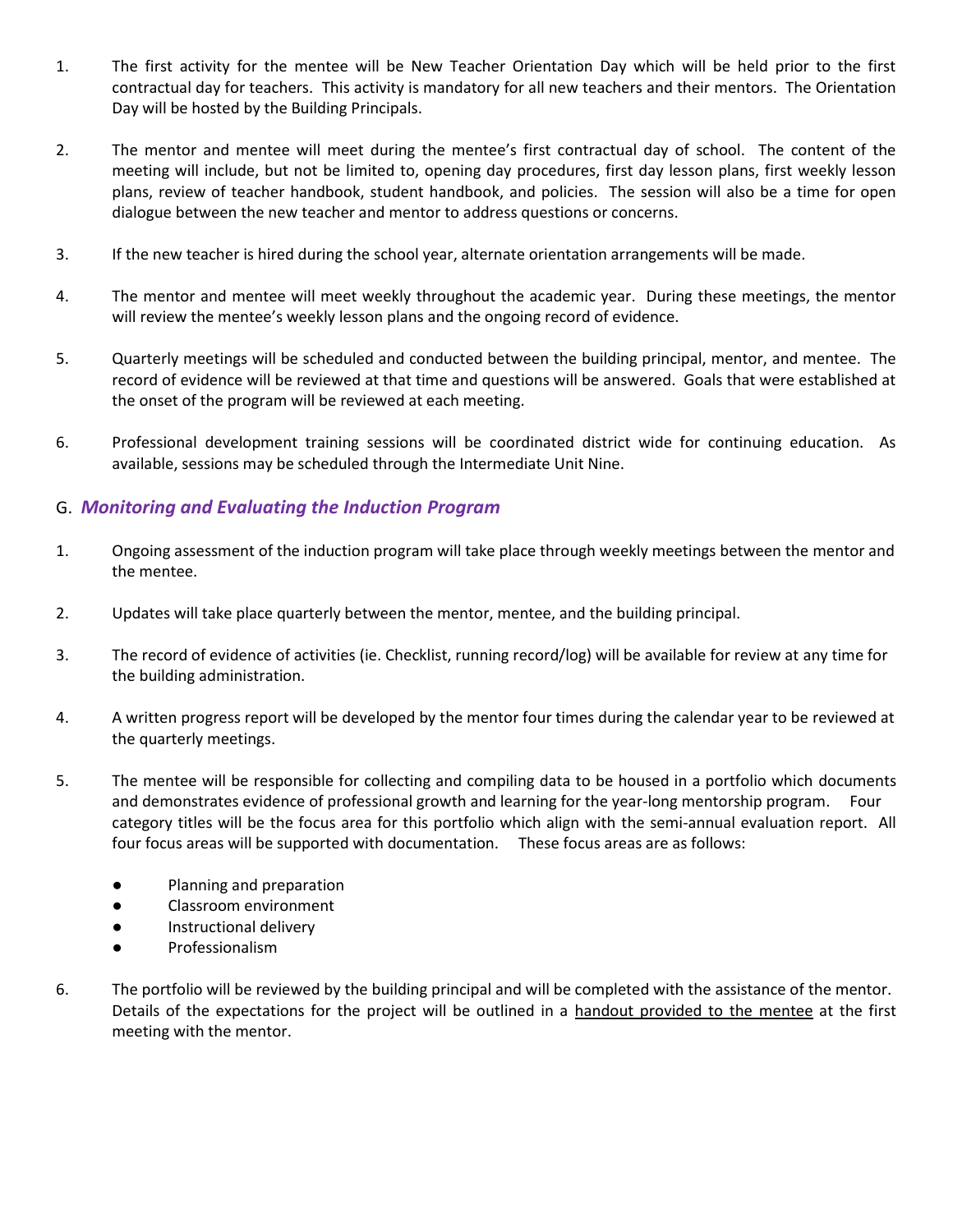1. The first activity for the mentee will be New Teacher Orientation Day which will be held prior to the first contractual day for teachers. This activity is mandatory for all new teachers and their mentors. The Orientation Day will be hosted by the Building Principals.

2. The mentor and mentee will meet during the mentee's first contractual day of school. The content of the meeting will include, but not be limited to, opening day procedures, first day lesson plans, first weekly lesson plans, review of teacher handbook, student handbook, and policies. The session will also be a time for open dialogue between the new teacher and mentor to address questions or concerns.

3. If the new teacher is hired during the school year, alternate orientation arrangements will be made.

4. The mentor and mentee will meet weekly throughout the academic year. During these meetings, the mentor will review the mentee's weekly lesson plans and the ongoing record of evidence.

5. Quarterly meetings will be scheduled and conducted between the building principal, mentor, and mentee. The record of evidence will be reviewed at that time and questions will be answered. Goals that were established at the onset of the program will be reviewed at each meeting.

6. Professional development training sessions will be coordinated district wide for continuing education. As available, sessions may be scheduled through the Intermediate Unit Nine.

## G. *Monitoring and Evaluating the Induction Program*

1. Ongoing assessment of the induction program will take place through weekly meetings between the mentor and the mentee.

2. Updates will take place quarterly between the mentor, mentee, and the building principal.

3. The record of evidence of activities (ie. Checklist, running record/log) will be available for review at any time for the building administration.

4. A written progress report will be developed by the mentor four times during the calendar year to be reviewed at the quarterly meetings.

5. The mentee will be responsible for collecting and compiling data to be housed in a portfolio which documents and demonstrates evidence of professional growth and learning for the year-long mentorship program. Four category titles will be the focus area for this portfolio which align with the semi-annual evaluation report. All four focus areas will be supported with documentation. These focus areas are as follows:

   - Planning and preparation
   - Classroom environment
   - Instructional delivery
   - Professionalism

6. The portfolio will be reviewed by the building principal and will be completed with the assistance of the mentor. Details of the expectations for the project will be outlined in a handout provided to the mentee at the first meeting with the mentor.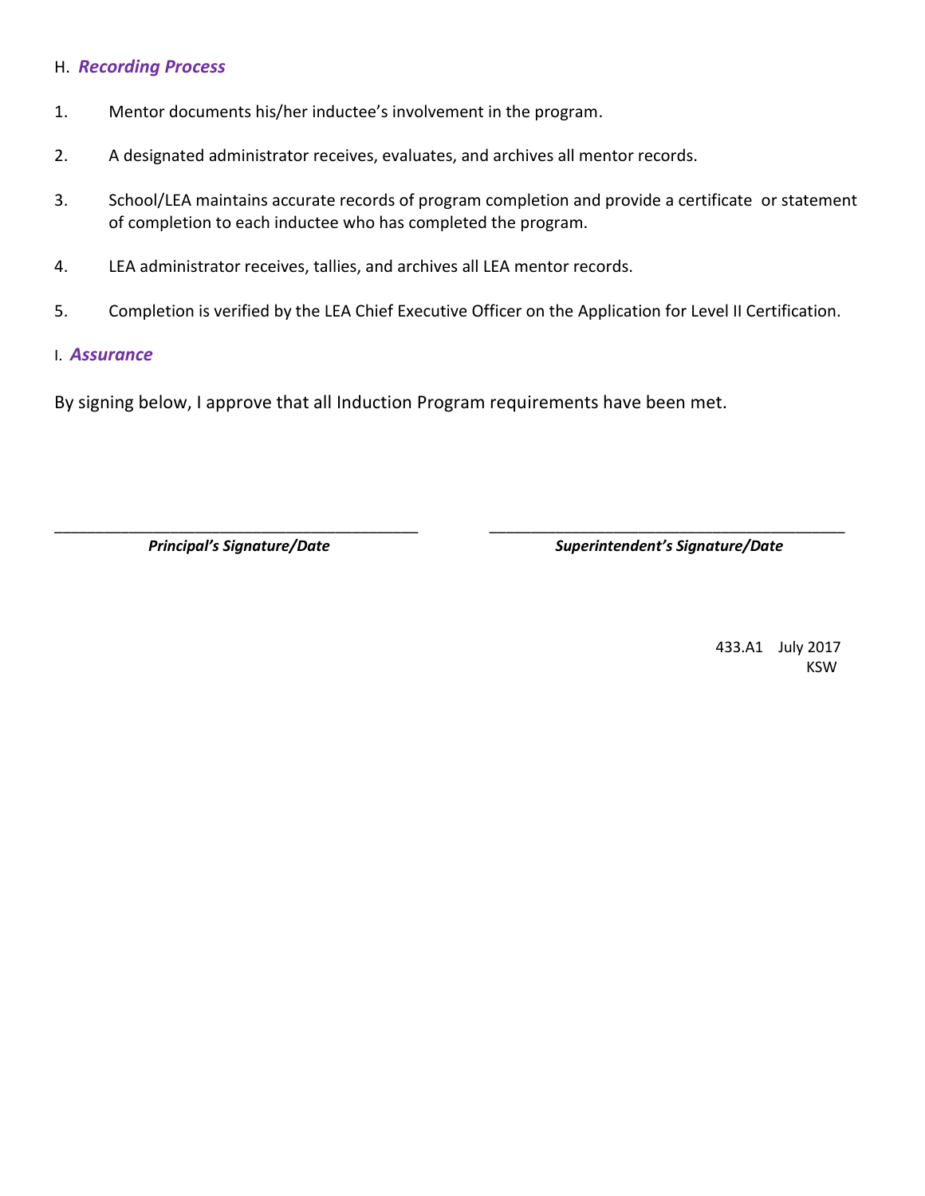## H. *Recording Process*

1. Mentor documents his/her inductee's involvement in the program.

2. A designated administrator receives, evaluates, and archives all mentor records.

3. School/LEA maintains accurate records of program completion and provide a certificate or statement of completion to each inductee who has completed the program.

4. LEA administrator receives, tallies, and archives all LEA mentor records.

5. Completion is verified by the LEA Chief Executive Officer on the Application for Level II Certification.

## I. *Assurance*

By signing below, I approve that all Induction Program requirements have been met.

\_\_\_\_\_\_\_\_\_\_\_\_\_\_\_\_\_\_\_\_\_\_\_\_\_\_\_\_\_\_\_\_\_\_\_\_\_\_\_\_\_\_\_\_
***Principal's Signature/Date***

\_\_\_\_\_\_\_\_\_\_\_\_\_\_\_\_\_\_\_\_\_\_\_\_\_\_\_\_\_\_\_\_\_\_\_\_\_\_\_\_\_\_\_\_
***Superintendent's Signature/Date***

433.A1 July 2017
KSW